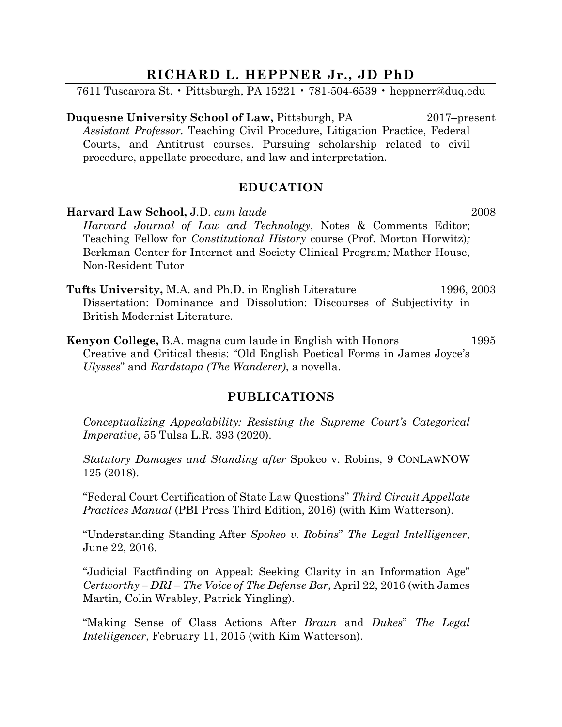# RICHARD L. HEPPNER Jr., JD PhD

7611 Tuscarora St. • Pittsburgh, PA 15221 • 781-504-6539 • heppnerr@duq.edu

**Duquesne University School of Law,** Pittsburgh, PA 2017–present
*Assistant Professor.* Teaching Civil Procedure, Litigation Practice, Federal Courts, and Antitrust courses. Pursuing scholarship related to civil procedure, appellate procedure, and law and interpretation.

## EDUCATION

**Harvard Law School,** J.D. *cum laude* 2008
*Harvard Journal of Law and Technology*, Notes & Comments Editor; Teaching Fellow for *Constitutional History* course (Prof. Morton Horwitz)*;* Berkman Center for Internet and Society Clinical Program*;* Mather House, Non-Resident Tutor

**Tufts University,** M.A. and Ph.D. in English Literature 1996, 2003
Dissertation: Dominance and Dissolution: Discourses of Subjectivity in British Modernist Literature.

**Kenyon College,** B.A. magna cum laude in English with Honors 1995
Creative and Critical thesis: "Old English Poetical Forms in James Joyce's *Ulysses*" and *Eardstapa (The Wanderer)*, a novella.

## PUBLICATIONS

*Conceptualizing Appealability: Resisting the Supreme Court's Categorical Imperative*, 55 Tulsa L.R. 393 (2020).

*Statutory Damages and Standing after* Spokeo v. Robins, 9 CONLAWNOW 125 (2018).

"Federal Court Certification of State Law Questions" *Third Circuit Appellate Practices Manual* (PBI Press Third Edition, 2016) (with Kim Watterson).

"Understanding Standing After *Spokeo v. Robins*" *The Legal Intelligencer*, June 22, 2016.

"Judicial Factfinding on Appeal: Seeking Clarity in an Information Age" *Certworthy – DRI – The Voice of The Defense Bar*, April 22, 2016 (with James Martin, Colin Wrabley, Patrick Yingling).

"Making Sense of Class Actions After *Braun* and *Dukes*" *The Legal Intelligencer*, February 11, 2015 (with Kim Watterson).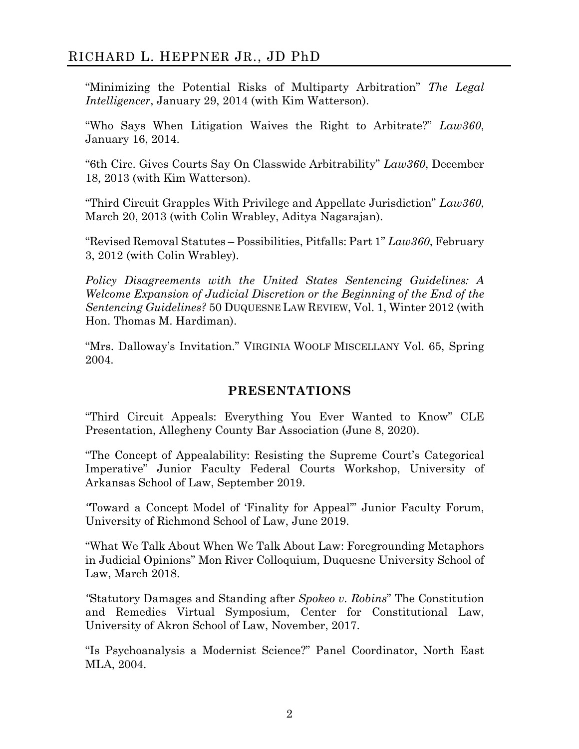"Minimizing the Potential Risks of Multiparty Arbitration" *The Legal Intelligencer*, January 29, 2014 (with Kim Watterson).

"Who Says When Litigation Waives the Right to Arbitrate?" *Law360*, January 16, 2014.

"6th Circ. Gives Courts Say On Classwide Arbitrability" *Law360*, December 18, 2013 (with Kim Watterson).

"Third Circuit Grapples With Privilege and Appellate Jurisdiction" *Law360*, March 20, 2013 (with Colin Wrabley, Aditya Nagarajan).

"Revised Removal Statutes – Possibilities, Pitfalls: Part 1" *Law360*, February 3, 2012 (with Colin Wrabley).

*Policy Disagreements with the United States Sentencing Guidelines: A Welcome Expansion of Judicial Discretion or the Beginning of the End of the Sentencing Guidelines?* 50 DUQUESNE LAW REVIEW, Vol. 1, Winter 2012 (with Hon. Thomas M. Hardiman).

"Mrs. Dalloway's Invitation." VIRGINIA WOOLF MISCELLANY Vol. 65, Spring 2004.

## PRESENTATIONS

"Third Circuit Appeals: Everything You Ever Wanted to Know" CLE Presentation, Allegheny County Bar Association (June 8, 2020).

"The Concept of Appealability: Resisting the Supreme Court's Categorical Imperative" Junior Faculty Federal Courts Workshop, University of Arkansas School of Law, September 2019.

"Toward a Concept Model of 'Finality for Appeal'" Junior Faculty Forum, University of Richmond School of Law, June 2019.

"What We Talk About When We Talk About Law: Foregrounding Metaphors in Judicial Opinions" Mon River Colloquium, Duquesne University School of Law, March 2018.

"Statutory Damages and Standing after *Spokeo v. Robins*" The Constitution and Remedies Virtual Symposium, Center for Constitutional Law, University of Akron School of Law, November, 2017.

"Is Psychoanalysis a Modernist Science?" Panel Coordinator, North East MLA, 2004.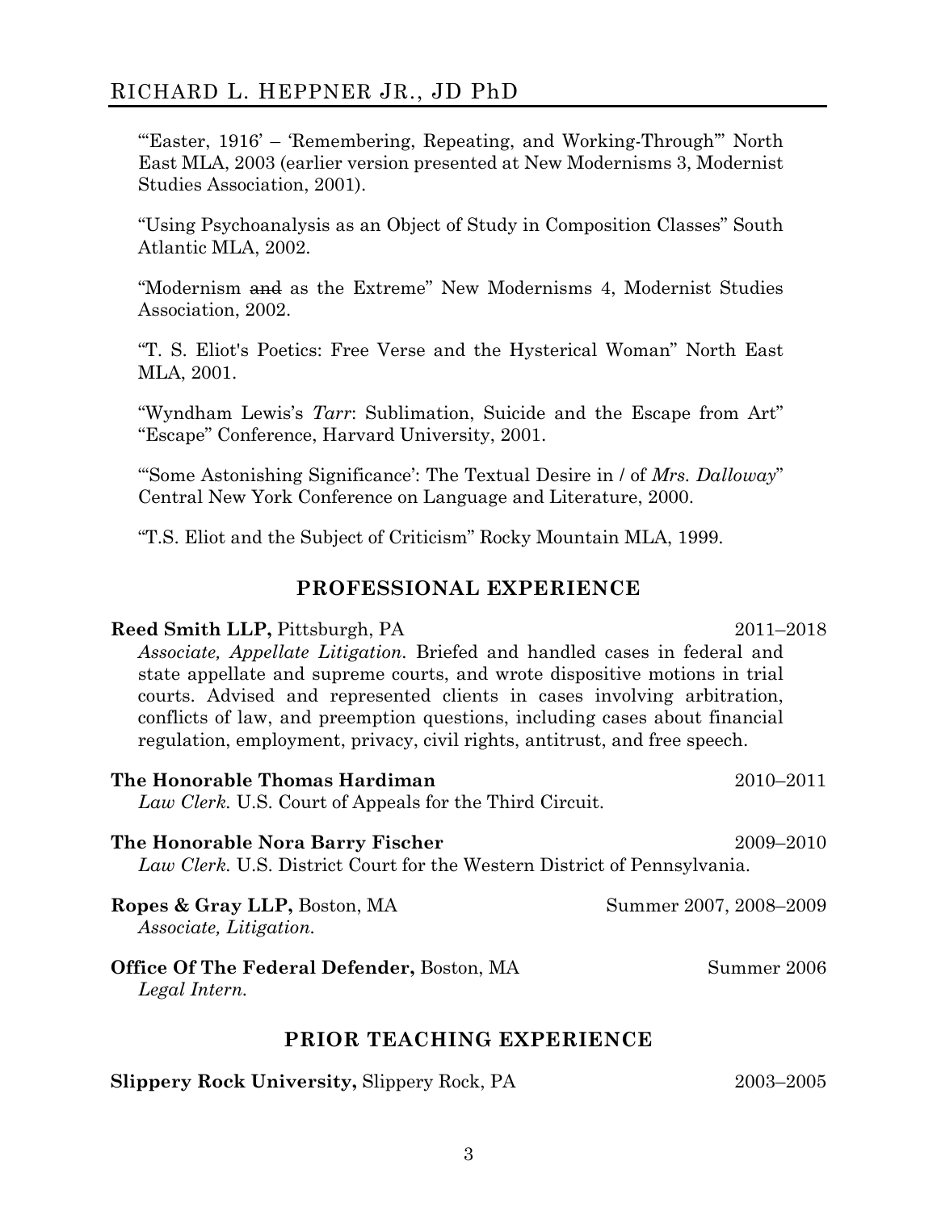"'Easter, 1916' – 'Remembering, Repeating, and Working-Through'" North East MLA, 2003 (earlier version presented at New Modernisms 3, Modernist Studies Association, 2001).

"Using Psychoanalysis as an Object of Study in Composition Classes" South Atlantic MLA, 2002.

"Modernism ~~and~~ as the Extreme" New Modernisms 4, Modernist Studies Association, 2002.

"T. S. Eliot's Poetics: Free Verse and the Hysterical Woman" North East MLA, 2001.

"Wyndham Lewis's *Tarr*: Sublimation, Suicide and the Escape from Art" "Escape" Conference, Harvard University, 2001.

"'Some Astonishing Significance': The Textual Desire in / of *Mrs. Dalloway*" Central New York Conference on Language and Literature, 2000.

"T.S. Eliot and the Subject of Criticism" Rocky Mountain MLA, 1999.

## PROFESSIONAL EXPERIENCE

**Reed Smith LLP,** Pittsburgh, PA — 2011–2018
*Associate, Appellate Litigation.* Briefed and handled cases in federal and state appellate and supreme courts, and wrote dispositive motions in trial courts. Advised and represented clients in cases involving arbitration, conflicts of law, and preemption questions, including cases about financial regulation, employment, privacy, civil rights, antitrust, and free speech.

**The Honorable Thomas Hardiman** — 2010–2011
*Law Clerk.* U.S. Court of Appeals for the Third Circuit.

**The Honorable Nora Barry Fischer** — 2009–2010
*Law Clerk.* U.S. District Court for the Western District of Pennsylvania.

**Ropes & Gray LLP,** Boston, MA — Summer 2007, 2008–2009
*Associate, Litigation.*

**Office Of The Federal Defender,** Boston, MA — Summer 2006
*Legal Intern.*

## PRIOR TEACHING EXPERIENCE

**Slippery Rock University,** Slippery Rock, PA — 2003–2005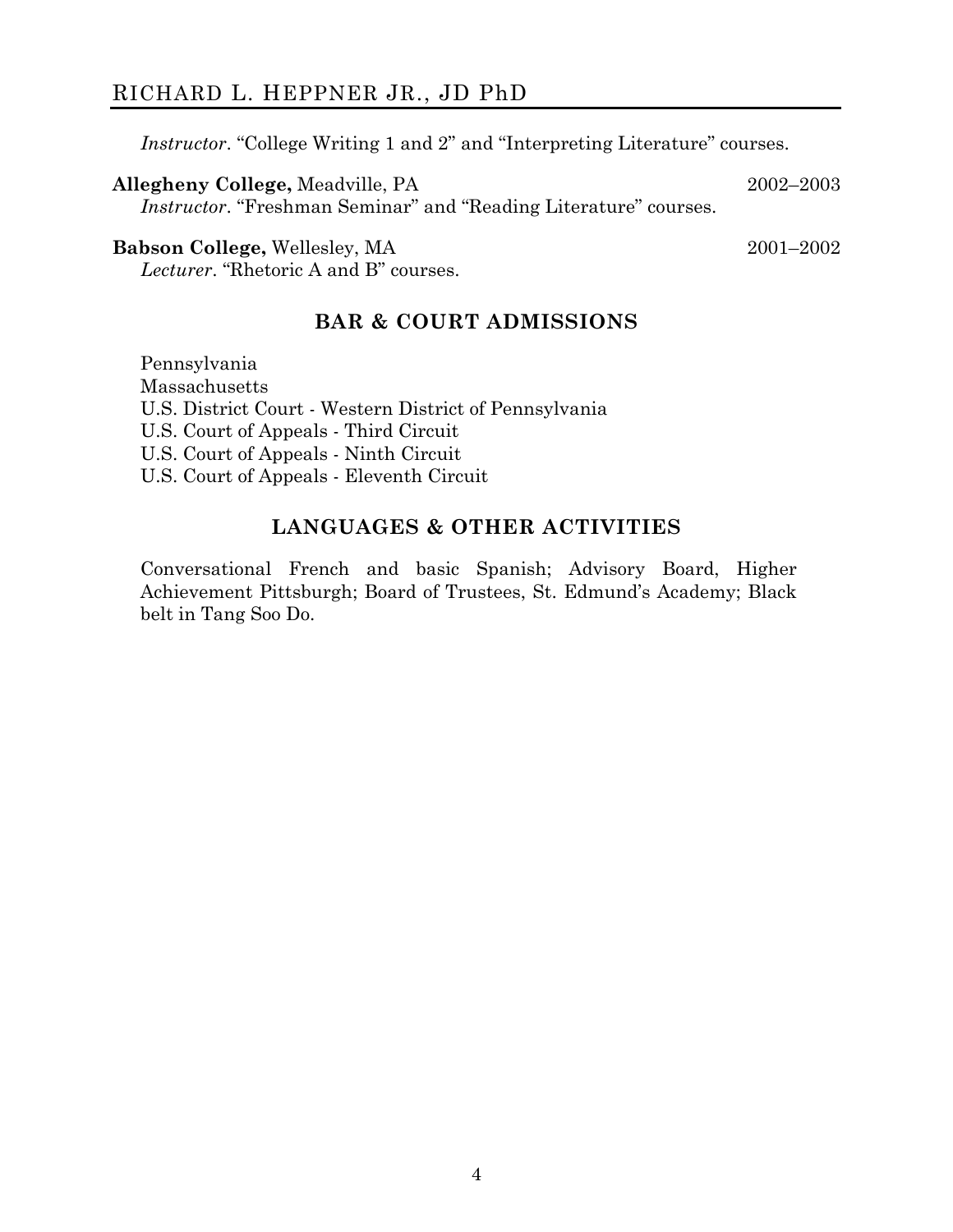*Instructor*. "College Writing 1 and 2" and "Interpreting Literature" courses.

**Allegheny College,** Meadville, PA 2002–2003
*Instructor*. "Freshman Seminar" and "Reading Literature" courses.

**Babson College,** Wellesley, MA 2001–2002
*Lecturer*. "Rhetoric A and B" courses.

## BAR & COURT ADMISSIONS

Pennsylvania
Massachusetts
U.S. District Court - Western District of Pennsylvania
U.S. Court of Appeals - Third Circuit
U.S. Court of Appeals - Ninth Circuit
U.S. Court of Appeals - Eleventh Circuit

## LANGUAGES & OTHER ACTIVITIES

Conversational French and basic Spanish; Advisory Board, Higher Achievement Pittsburgh; Board of Trustees, St. Edmund's Academy; Black belt in Tang Soo Do.